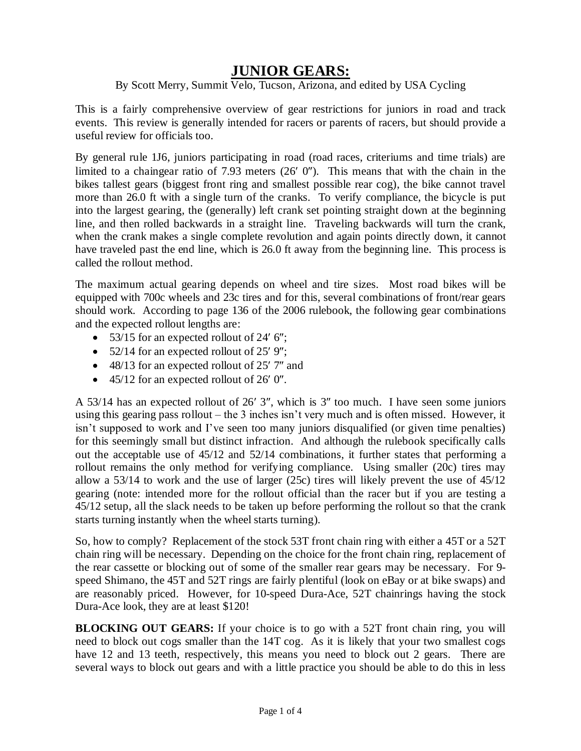# JUNIOR GEARS:

By Scott Merry, Summit Velo, Tucson, Arizona, and edited by USA Cycling

This is a fairly comprehensive overview of gear restrictions for juniors in road and track events. This review is generally intended for racers or parents of racers, but should provide a useful review for officials too.

By general rule 1J6, juniors participating in road (road races, criteriums and time trials) are limited to a chaingear ratio of 7.93 meters (26′ 0″). This means that with the chain in the bikes tallest gears (biggest front ring and smallest possible rear cog), the bike cannot travel more than 26.0 ft with a single turn of the cranks. To verify compliance, the bicycle is put into the largest gearing, the (generally) left crank set pointing straight down at the beginning line, and then rolled backwards in a straight line. Traveling backwards will turn the crank, when the crank makes a single complete revolution and again points directly down, it cannot have traveled past the end line, which is 26.0 ft away from the beginning line. This process is called the rollout method.

The maximum actual gearing depends on wheel and tire sizes. Most road bikes will be equipped with 700c wheels and 23c tires and for this, several combinations of front/rear gears should work. According to page 136 of the 2006 rulebook, the following gear combinations and the expected rollout lengths are:

- 53/15 for an expected rollout of 24′ 6″;
- 52/14 for an expected rollout of 25′ 9″;
- 48/13 for an expected rollout of 25′ 7″ and
- 45/12 for an expected rollout of 26′ 0″.

A 53/14 has an expected rollout of 26′ 3″, which is 3″ too much. I have seen some juniors using this gearing pass rollout – the 3 inches isn't very much and is often missed. However, it isn't supposed to work and I've seen too many juniors disqualified (or given time penalties) for this seemingly small but distinct infraction. And although the rulebook specifically calls out the acceptable use of 45/12 and 52/14 combinations, it further states that performing a rollout remains the only method for verifying compliance. Using smaller (20c) tires may allow a 53/14 to work and the use of larger (25c) tires will likely prevent the use of 45/12 gearing (note: intended more for the rollout official than the racer but if you are testing a 45/12 setup, all the slack needs to be taken up before performing the rollout so that the crank starts turning instantly when the wheel starts turning).

So, how to comply? Replacement of the stock 53T front chain ring with either a 45T or a 52T chain ring will be necessary. Depending on the choice for the front chain ring, replacement of the rear cassette or blocking out of some of the smaller rear gears may be necessary. For 9-speed Shimano, the 45T and 52T rings are fairly plentiful (look on eBay or at bike swaps) and are reasonably priced. However, for 10-speed Dura-Ace, 52T chainrings having the stock Dura-Ace look, they are at least $120!

**BLOCKING OUT GEARS:** If your choice is to go with a 52T front chain ring, you will need to block out cogs smaller than the 14T cog. As it is likely that your two smallest cogs have 12 and 13 teeth, respectively, this means you need to block out 2 gears. There are several ways to block out gears and with a little practice you should be able to do this in less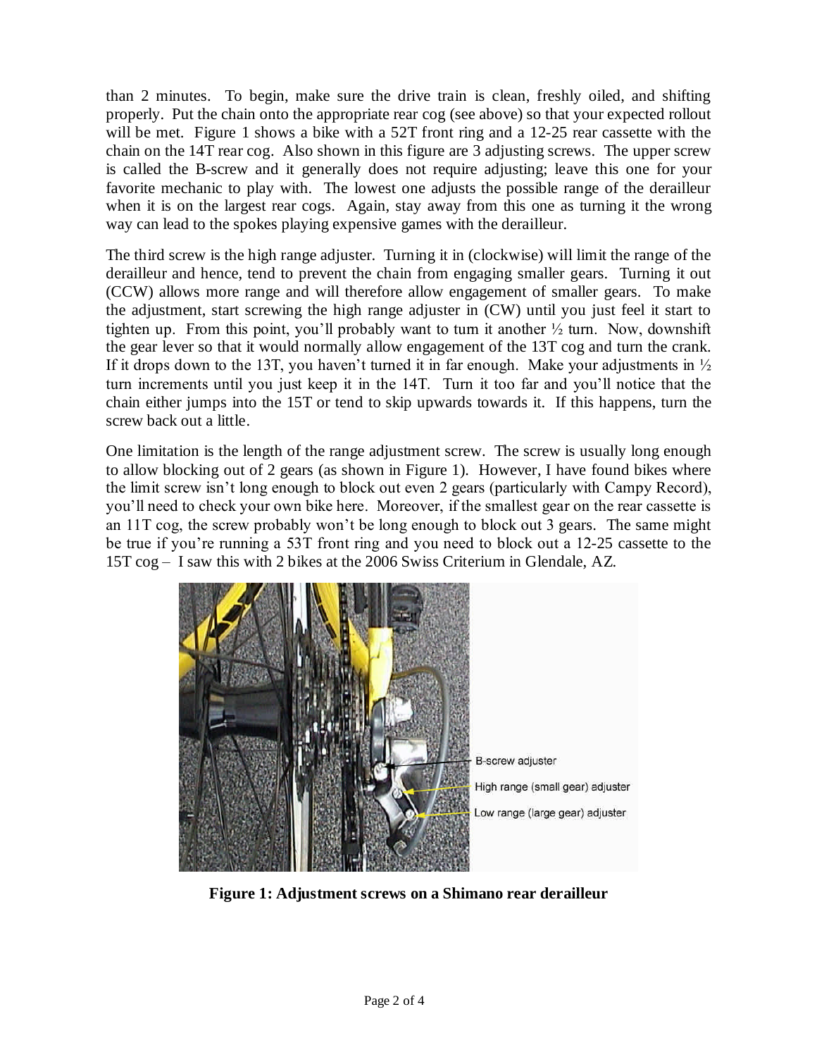than 2 minutes. To begin, make sure the drive train is clean, freshly oiled, and shifting properly. Put the chain onto the appropriate rear cog (see above) so that your expected rollout will be met. Figure 1 shows a bike with a 52T front ring and a 12-25 rear cassette with the chain on the 14T rear cog. Also shown in this figure are 3 adjusting screws. The upper screw is called the B-screw and it generally does not require adjusting; leave this one for your favorite mechanic to play with. The lowest one adjusts the possible range of the derailleur when it is on the largest rear cogs. Again, stay away from this one as turning it the wrong way can lead to the spokes playing expensive games with the derailleur.

The third screw is the high range adjuster. Turning it in (clockwise) will limit the range of the derailleur and hence, tend to prevent the chain from engaging smaller gears. Turning it out (CCW) allows more range and will therefore allow engagement of smaller gears. To make the adjustment, start screwing the high range adjuster in (CW) until you just feel it start to tighten up. From this point, you'll probably want to turn it another ½ turn. Now, downshift the gear lever so that it would normally allow engagement of the 13T cog and turn the crank. If it drops down to the 13T, you haven't turned it in far enough. Make your adjustments in ½ turn increments until you just keep it in the 14T. Turn it too far and you'll notice that the chain either jumps into the 15T or tend to skip upwards towards it. If this happens, turn the screw back out a little.

One limitation is the length of the range adjustment screw. The screw is usually long enough to allow blocking out of 2 gears (as shown in Figure 1). However, I have found bikes where the limit screw isn't long enough to block out even 2 gears (particularly with Campy Record), you'll need to check your own bike here. Moreover, if the smallest gear on the rear cassette is an 11T cog, the screw probably won't be long enough to block out 3 gears. The same might be true if you're running a 53T front ring and you need to block out a 12-25 cassette to the 15T cog – I saw this with 2 bikes at the 2006 Swiss Criterium in Glendale, AZ.

B-screw adjuster

High range (small gear) adjuster

Low range (large gear) adjuster

**Figure 1: Adjustment screws on a Shimano rear derailleur**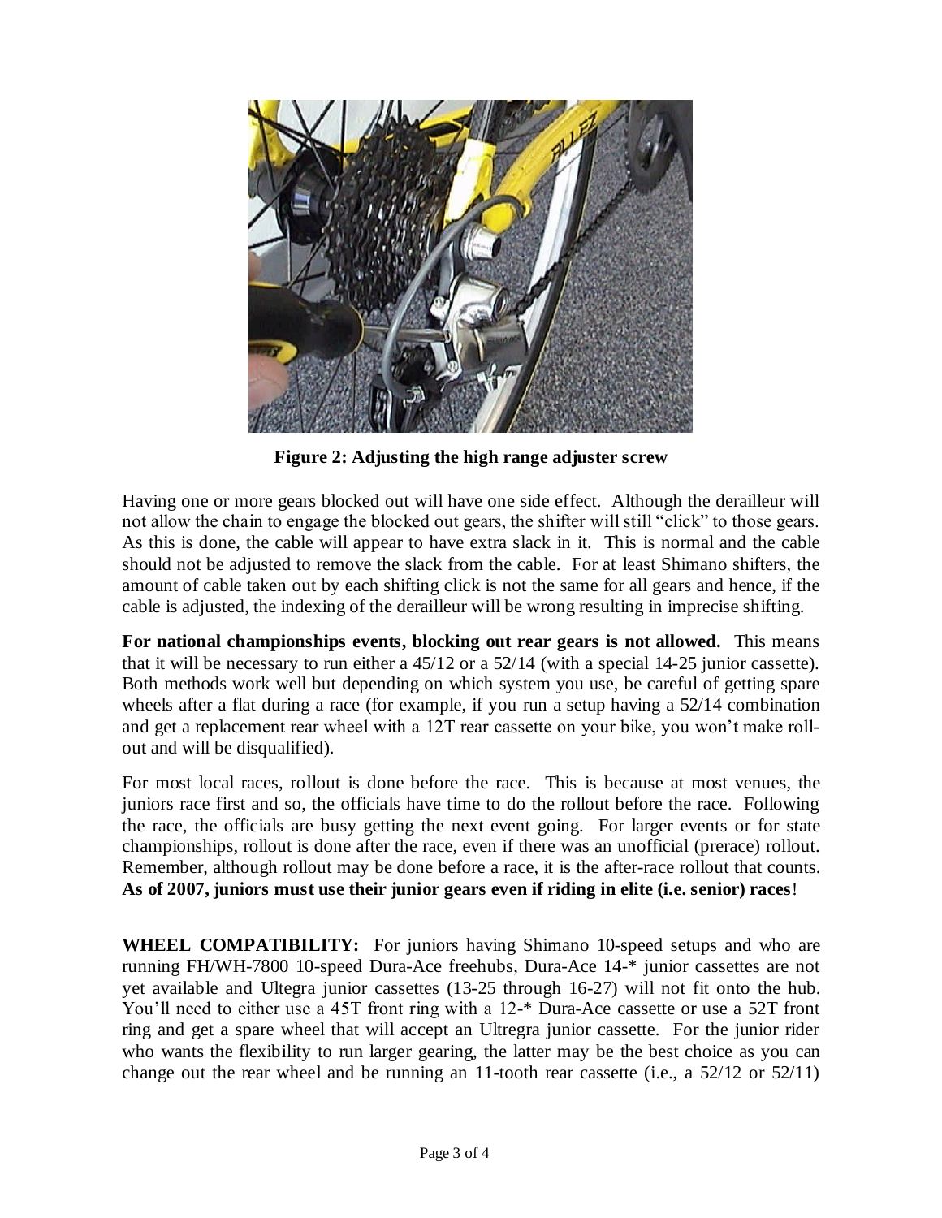**Figure 2: Adjusting the high range adjuster screw**

Having one or more gears blocked out will have one side effect. Although the derailleur will not allow the chain to engage the blocked out gears, the shifter will still "click" to those gears. As this is done, the cable will appear to have extra slack in it. This is normal and the cable should not be adjusted to remove the slack from the cable. For at least Shimano shifters, the amount of cable taken out by each shifting click is not the same for all gears and hence, if the cable is adjusted, the indexing of the derailleur will be wrong resulting in imprecise shifting.

**For national championships events, blocking out rear gears is not allowed.** This means that it will be necessary to run either a 45/12 or a 52/14 (with a special 14-25 junior cassette). Both methods work well but depending on which system you use, be careful of getting spare wheels after a flat during a race (for example, if you run a setup having a 52/14 combination and get a replacement rear wheel with a 12T rear cassette on your bike, you won't make roll-out and will be disqualified).

For most local races, rollout is done before the race. This is because at most venues, the juniors race first and so, the officials have time to do the rollout before the race. Following the race, the officials are busy getting the next event going. For larger events or for state championships, rollout is done after the race, even if there was an unofficial (prerace) rollout. Remember, although rollout may be done before a race, it is the after-race rollout that counts. **As of 2007, juniors must use their junior gears even if riding in elite (i.e. senior) races**!

**WHEEL COMPATIBILITY:** For juniors having Shimano 10-speed setups and who are running FH/WH-7800 10-speed Dura-Ace freehubs, Dura-Ace 14-* junior cassettes are not yet available and Ultegra junior cassettes (13-25 through 16-27) will not fit onto the hub. You'll need to either use a 45T front ring with a 12-* Dura-Ace cassette or use a 52T front ring and get a spare wheel that will accept an Ultregra junior cassette. For the junior rider who wants the flexibility to run larger gearing, the latter may be the best choice as you can change out the rear wheel and be running an 11-tooth rear cassette (i.e., a 52/12 or 52/11)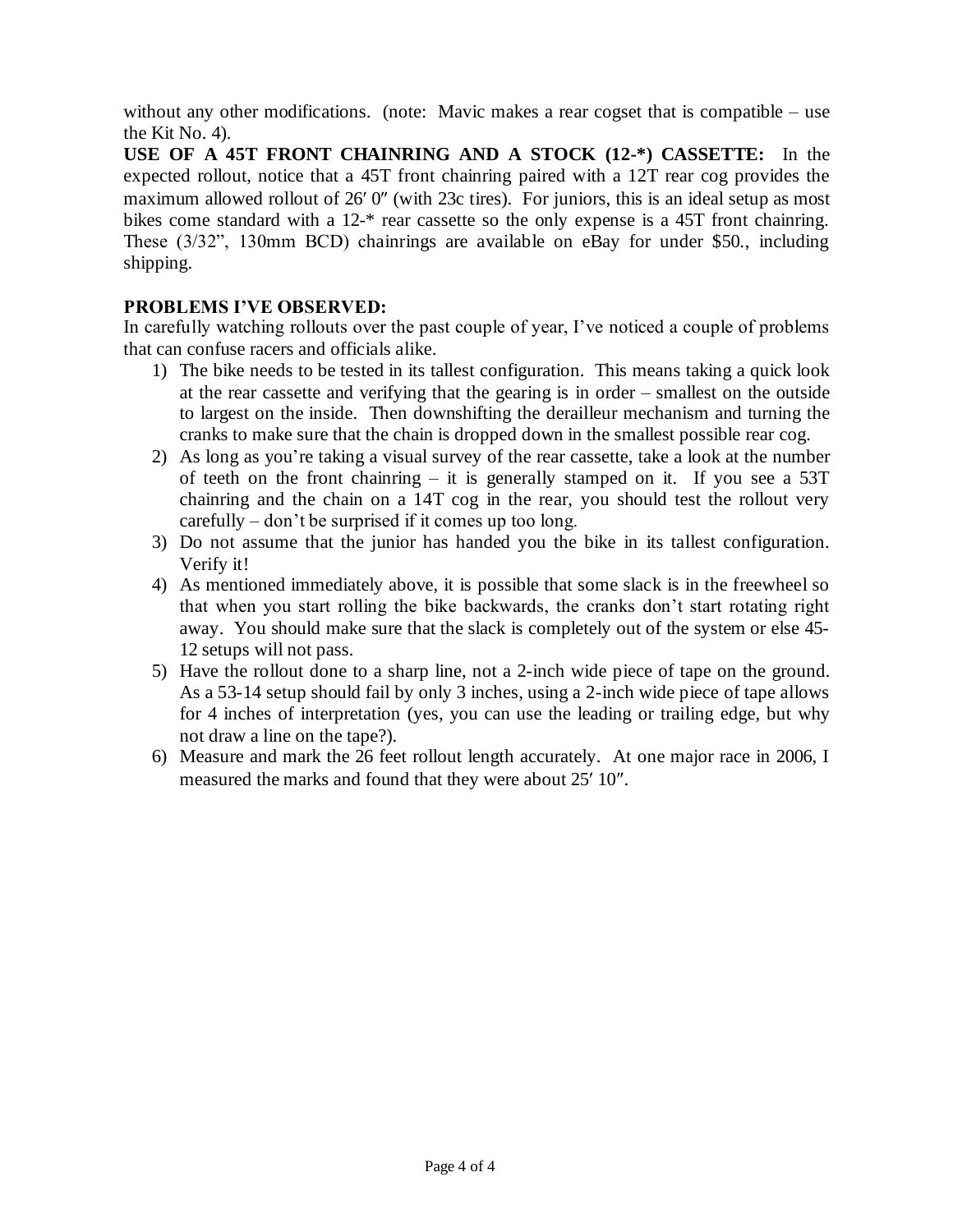without any other modifications. (note: Mavic makes a rear cogset that is compatible – use the Kit No. 4).

**USE OF A 45T FRONT CHAINRING AND A STOCK (12-*) CASSETTE:** In the expected rollout, notice that a 45T front chainring paired with a 12T rear cog provides the maximum allowed rollout of 26′ 0″ (with 23c tires). For juniors, this is an ideal setup as most bikes come standard with a 12-* rear cassette so the only expense is a 45T front chainring. These (3/32", 130mm BCD) chainrings are available on eBay for under $50., including shipping.

**PROBLEMS I'VE OBSERVED:**

In carefully watching rollouts over the past couple of year, I've noticed a couple of problems that can confuse racers and officials alike.

1) The bike needs to be tested in its tallest configuration. This means taking a quick look at the rear cassette and verifying that the gearing is in order – smallest on the outside to largest on the inside. Then downshifting the derailleur mechanism and turning the cranks to make sure that the chain is dropped down in the smallest possible rear cog.
2) As long as you're taking a visual survey of the rear cassette, take a look at the number of teeth on the front chainring – it is generally stamped on it. If you see a 53T chainring and the chain on a 14T cog in the rear, you should test the rollout very carefully – don't be surprised if it comes up too long.
3) Do not assume that the junior has handed you the bike in its tallest configuration. Verify it!
4) As mentioned immediately above, it is possible that some slack is in the freewheel so that when you start rolling the bike backwards, the cranks don't start rotating right away. You should make sure that the slack is completely out of the system or else 45-12 setups will not pass.
5) Have the rollout done to a sharp line, not a 2-inch wide piece of tape on the ground. As a 53-14 setup should fail by only 3 inches, using a 2-inch wide piece of tape allows for 4 inches of interpretation (yes, you can use the leading or trailing edge, but why not draw a line on the tape?).
6) Measure and mark the 26 feet rollout length accurately. At one major race in 2006, I measured the marks and found that they were about 25′ 10″.